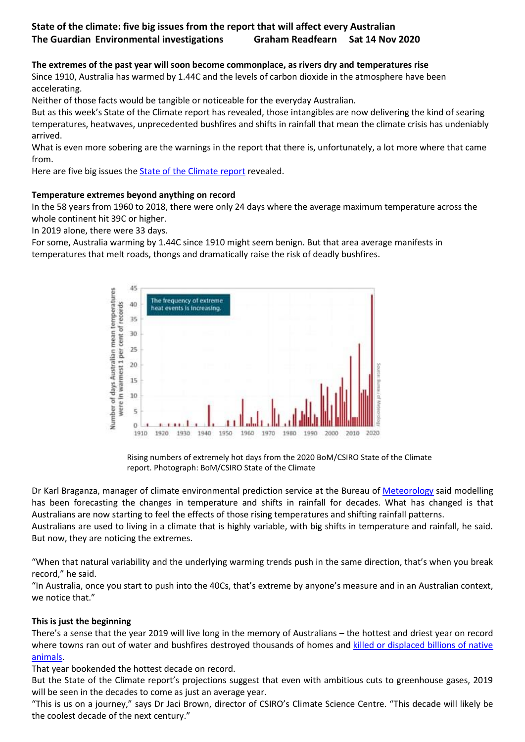# State of the climate: five big issues from the report that will affect every Australian

**The Guardian Environmental investigations Graham Readfearn Sat 14 Nov 2020**

**The extremes of the past year will soon become commonplace, as rivers dry and temperatures rise**

Since 1910, Australia has warmed by 1.44C and the levels of carbon dioxide in the atmosphere have been accelerating.

Neither of those facts would be tangible or noticeable for the everyday Australian.

But as this week's State of the Climate report has revealed, those intangibles are now delivering the kind of searing temperatures, heatwaves, unprecedented bushfires and shifts in rainfall that mean the climate crisis has undeniably arrived.

What is even more sobering are the warnings in the report that there is, unfortunately, a lot more where that came from.

Here are five big issues the State of the Climate report revealed.

## Temperature extremes beyond anything on record

In the 58 years from 1960 to 2018, there were only 24 days where the average maximum temperature across the whole continent hit 39C or higher.

In 2019 alone, there were 33 days.

For some, Australia warming by 1.44C since 1910 might seem benign. But that area average manifests in temperatures that melt roads, thongs and dramatically raise the risk of deadly bushfires.

Rising numbers of extremely hot days from the 2020 BoM/CSIRO State of the Climate report. Photograph: BoM/CSIRO State of the Climate

Dr Karl Braganza, manager of climate environmental prediction service at the Bureau of Meteorology said modelling has been forecasting the changes in temperature and shifts in rainfall for decades. What has changed is that Australians are now starting to feel the effects of those rising temperatures and shifting rainfall patterns.

Australians are used to living in a climate that is highly variable, with big shifts in temperature and rainfall, he said. But now, they are noticing the extremes.

"When that natural variability and the underlying warming trends push in the same direction, that's when you break record," he said.

"In Australia, once you start to push into the 40Cs, that's extreme by anyone's measure and in an Australian context, we notice that."

## This is just the beginning

There's a sense that the year 2019 will live long in the memory of Australians – the hottest and driest year on record where towns ran out of water and bushfires destroyed thousands of homes and killed or displaced billions of native animals.

That year bookended the hottest decade on record.

But the State of the Climate report's projections suggest that even with ambitious cuts to greenhouse gases, 2019 will be seen in the decades to come as just an average year.

"This is us on a journey," says Dr Jaci Brown, director of CSIRO's Climate Science Centre. "This decade will likely be the coolest decade of the next century."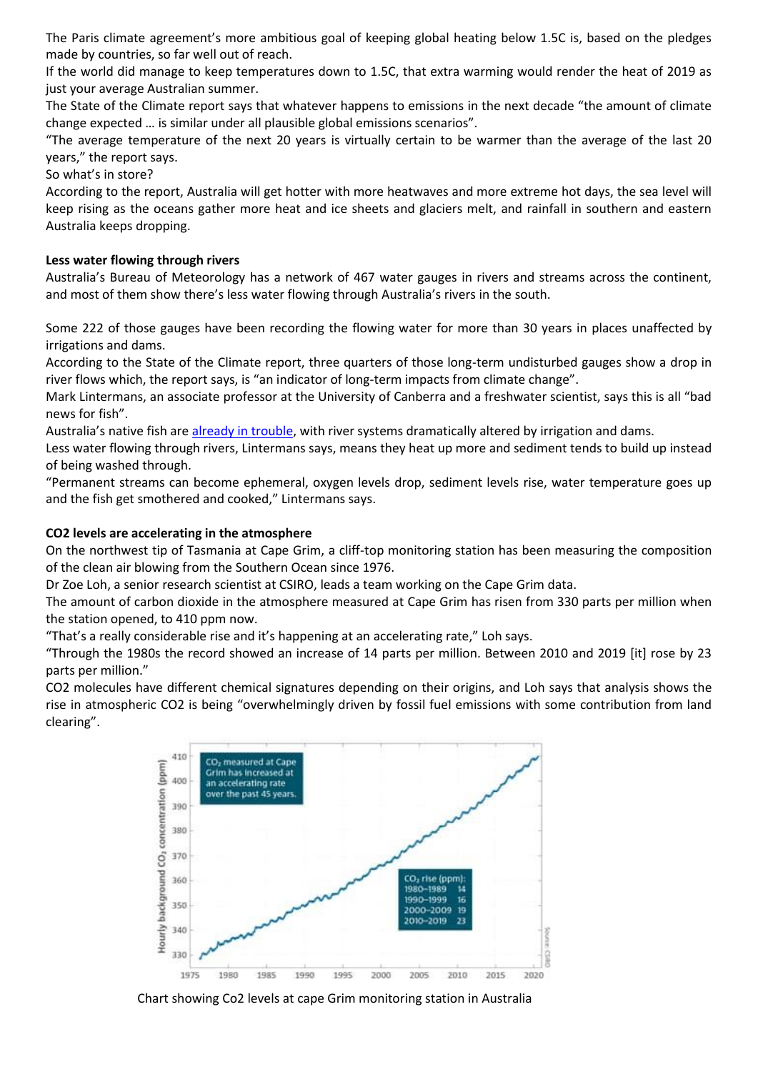The Paris climate agreement's more ambitious goal of keeping global heating below 1.5C is, based on the pledges made by countries, so far well out of reach.

If the world did manage to keep temperatures down to 1.5C, that extra warming would render the heat of 2019 as just your average Australian summer.

The State of the Climate report says that whatever happens to emissions in the next decade "the amount of climate change expected … is similar under all plausible global emissions scenarios".

"The average temperature of the next 20 years is virtually certain to be warmer than the average of the last 20 years," the report says.

So what's in store?

According to the report, Australia will get hotter with more heatwaves and more extreme hot days, the sea level will keep rising as the oceans gather more heat and ice sheets and glaciers melt, and rainfall in southern and eastern Australia keeps dropping.

**Less water flowing through rivers**

Australia's Bureau of Meteorology has a network of 467 water gauges in rivers and streams across the continent, and most of them show there's less water flowing through Australia's rivers in the south.

Some 222 of those gauges have been recording the flowing water for more than 30 years in places unaffected by irrigations and dams.

According to the State of the Climate report, three quarters of those long-term undisturbed gauges show a drop in river flows which, the report says, is "an indicator of long-term impacts from climate change".

Mark Lintermans, an associate professor at the University of Canberra and a freshwater scientist, says this is all "bad news for fish".

Australia's native fish are already in trouble, with river systems dramatically altered by irrigation and dams.

Less water flowing through rivers, Lintermans says, means they heat up more and sediment tends to build up instead of being washed through.

"Permanent streams can become ephemeral, oxygen levels drop, sediment levels rise, water temperature goes up and the fish get smothered and cooked," Lintermans says.

**$CO_2$ levels are accelerating in the atmosphere**

On the northwest tip of Tasmania at Cape Grim, a cliff-top monitoring station has been measuring the composition of the clean air blowing from the Southern Ocean since 1976.

Dr Zoe Loh, a senior research scientist at CSIRO, leads a team working on the Cape Grim data.

The amount of carbon dioxide in the atmosphere measured at Cape Grim has risen from 330 parts per million when the station opened, to 410 ppm now.

"That's a really considerable rise and it's happening at an accelerating rate," Loh says.

"Through the 1980s the record showed an increase of 14 parts per million. Between 2010 and 2019 [it] rose by 23 parts per million."

$CO_2$ molecules have different chemical signatures depending on their origins, and Loh says that analysis shows the rise in atmospheric $CO_2$ is being "overwhelmingly driven by fossil fuel emissions with some contribution from land clearing".

Chart showing Co2 levels at cape Grim monitoring station in Australia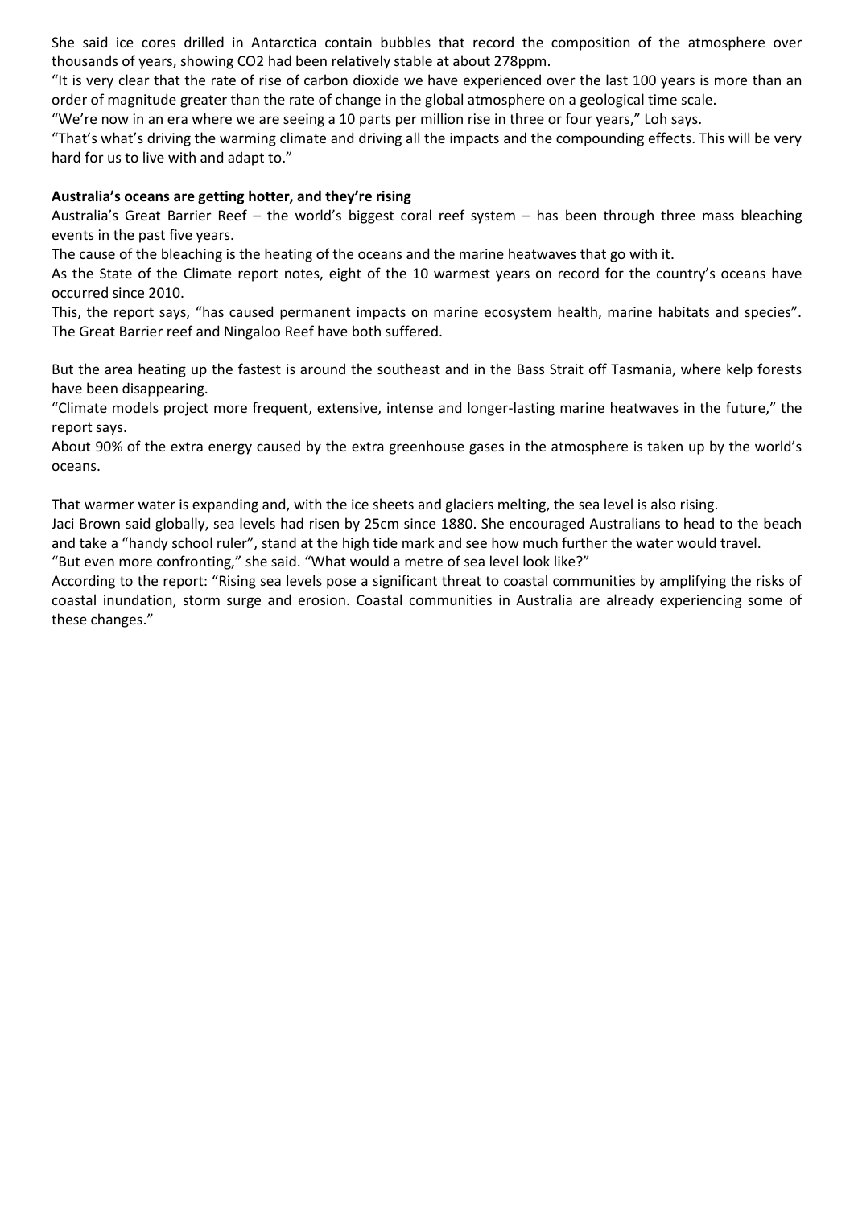She said ice cores drilled in Antarctica contain bubbles that record the composition of the atmosphere over thousands of years, showing $CO_2$ had been relatively stable at about 278ppm.

"It is very clear that the rate of rise of carbon dioxide we have experienced over the last 100 years is more than an order of magnitude greater than the rate of change in the global atmosphere on a geological time scale.

"We're now in an era where we are seeing a 10 parts per million rise in three or four years," Loh says.

"That's what's driving the warming climate and driving all the impacts and the compounding effects. This will be very hard for us to live with and adapt to."

**Australia's oceans are getting hotter, and they're rising**

Australia's Great Barrier Reef – the world's biggest coral reef system – has been through three mass bleaching events in the past five years.

The cause of the bleaching is the heating of the oceans and the marine heatwaves that go with it.

As the State of the Climate report notes, eight of the 10 warmest years on record for the country's oceans have occurred since 2010.

This, the report says, "has caused permanent impacts on marine ecosystem health, marine habitats and species". The Great Barrier reef and Ningaloo Reef have both suffered.

But the area heating up the fastest is around the southeast and in the Bass Strait off Tasmania, where kelp forests have been disappearing.

"Climate models project more frequent, extensive, intense and longer-lasting marine heatwaves in the future," the report says.

About 90% of the extra energy caused by the extra greenhouse gases in the atmosphere is taken up by the world's oceans.

That warmer water is expanding and, with the ice sheets and glaciers melting, the sea level is also rising.

Jaci Brown said globally, sea levels had risen by 25cm since 1880. She encouraged Australians to head to the beach and take a "handy school ruler", stand at the high tide mark and see how much further the water would travel.

"But even more confronting," she said. "What would a metre of sea level look like?"

According to the report: "Rising sea levels pose a significant threat to coastal communities by amplifying the risks of coastal inundation, storm surge and erosion. Coastal communities in Australia are already experiencing some of these changes."